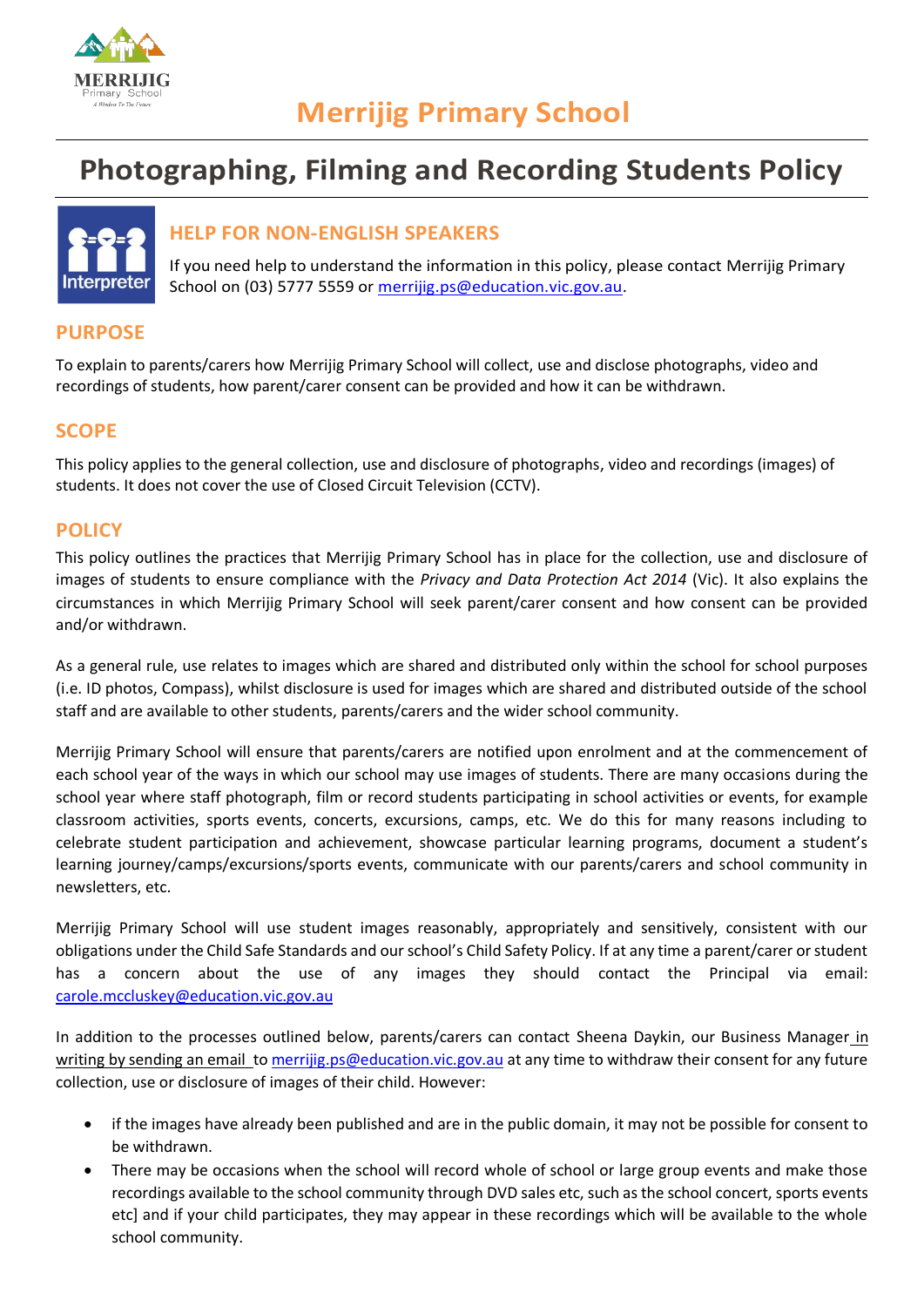# Merrijig Primary School

# Photographing, Filming and Recording Students Policy

## HELP FOR NON-ENGLISH SPEAKERS

If you need help to understand the information in this policy, please contact Merrijig Primary School on (03) 5777 5559 or merrijig.ps@education.vic.gov.au.

## PURPOSE

To explain to parents/carers how Merrijig Primary School will collect, use and disclose photographs, video and recordings of students, how parent/carer consent can be provided and how it can be withdrawn.

## SCOPE

This policy applies to the general collection, use and disclosure of photographs, video and recordings (images) of students. It does not cover the use of Closed Circuit Television (CCTV).

## POLICY

This policy outlines the practices that Merrijig Primary School has in place for the collection, use and disclosure of images of students to ensure compliance with the *Privacy and Data Protection Act 2014* (Vic). It also explains the circumstances in which Merrijig Primary School will seek parent/carer consent and how consent can be provided and/or withdrawn.

As a general rule, use relates to images which are shared and distributed only within the school for school purposes (i.e. ID photos, Compass), whilst disclosure is used for images which are shared and distributed outside of the school staff and are available to other students, parents/carers and the wider school community.

Merrijig Primary School will ensure that parents/carers are notified upon enrolment and at the commencement of each school year of the ways in which our school may use images of students. There are many occasions during the school year where staff photograph, film or record students participating in school activities or events, for example classroom activities, sports events, concerts, excursions, camps, etc. We do this for many reasons including to celebrate student participation and achievement, showcase particular learning programs, document a student's learning journey/camps/excursions/sports events, communicate with our parents/carers and school community in newsletters, etc.

Merrijig Primary School will use student images reasonably, appropriately and sensitively, consistent with our obligations under the Child Safe Standards and our school's Child Safety Policy. If at any time a parent/carer or student has a concern about the use of any images they should contact the Principal via email: carole.mccluskey@education.vic.gov.au

In addition to the processes outlined below, parents/carers can contact Sheena Daykin, our Business Manager in writing by sending an email to merrijig.ps@education.vic.gov.au at any time to withdraw their consent for any future collection, use or disclosure of images of their child. However:

- if the images have already been published and are in the public domain, it may not be possible for consent to be withdrawn.
- There may be occasions when the school will record whole of school or large group events and make those recordings available to the school community through DVD sales etc, such as the school concert, sports events etc] and if your child participates, they may appear in these recordings which will be available to the whole school community.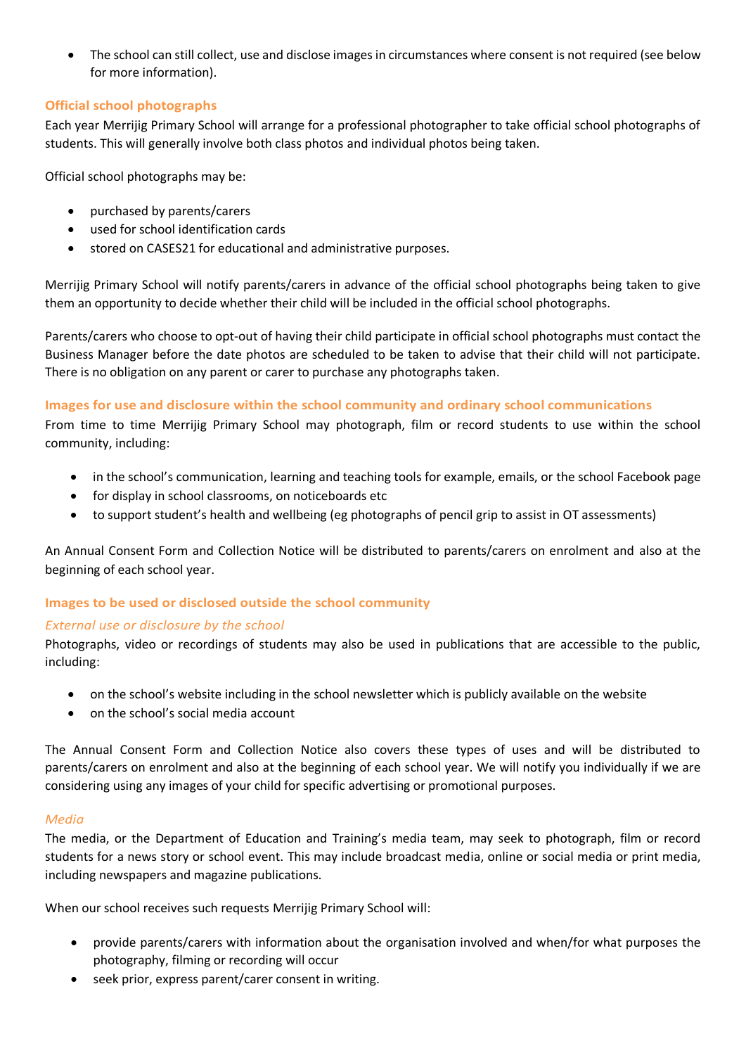- The school can still collect, use and disclose images in circumstances where consent is not required (see below for more information).

### Official school photographs

Each year Merrijig Primary School will arrange for a professional photographer to take official school photographs of students. This will generally involve both class photos and individual photos being taken.

Official school photographs may be:

- purchased by parents/carers
- used for school identification cards
- stored on CASES21 for educational and administrative purposes.

Merrijig Primary School will notify parents/carers in advance of the official school photographs being taken to give them an opportunity to decide whether their child will be included in the official school photographs.

Parents/carers who choose to opt-out of having their child participate in official school photographs must contact the Business Manager before the date photos are scheduled to be taken to advise that their child will not participate. There is no obligation on any parent or carer to purchase any photographs taken.

### Images for use and disclosure within the school community and ordinary school communications

From time to time Merrijig Primary School may photograph, film or record students to use within the school community, including:

- in the school's communication, learning and teaching tools for example, emails, or the school Facebook page
- for display in school classrooms, on noticeboards etc
- to support student's health and wellbeing (eg photographs of pencil grip to assist in OT assessments)

An Annual Consent Form and Collection Notice will be distributed to parents/carers on enrolment and also at the beginning of each school year.

### Images to be used or disclosed outside the school community

#### *External use or disclosure by the school*

Photographs, video or recordings of students may also be used in publications that are accessible to the public, including:

- on the school's website including in the school newsletter which is publicly available on the website
- on the school's social media account

The Annual Consent Form and Collection Notice also covers these types of uses and will be distributed to parents/carers on enrolment and also at the beginning of each school year. We will notify you individually if we are considering using any images of your child for specific advertising or promotional purposes.

#### *Media*

The media, or the Department of Education and Training's media team, may seek to photograph, film or record students for a news story or school event. This may include broadcast media, online or social media or print media, including newspapers and magazine publications.

When our school receives such requests Merrijig Primary School will:

- provide parents/carers with information about the organisation involved and when/for what purposes the photography, filming or recording will occur
- seek prior, express parent/carer consent in writing.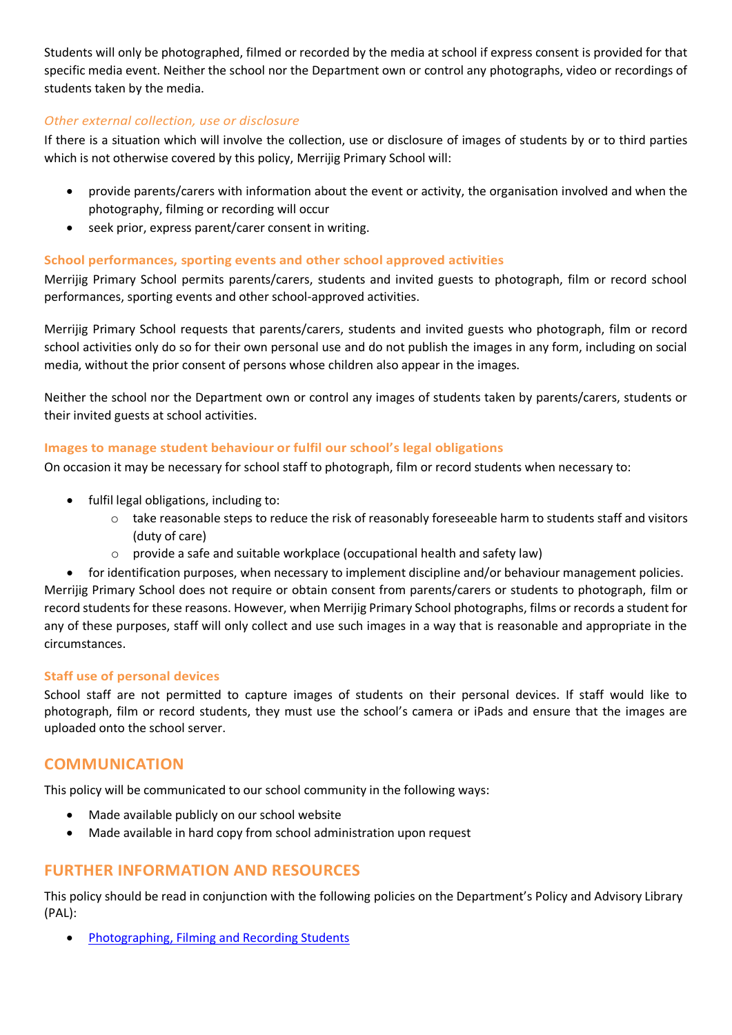Students will only be photographed, filmed or recorded by the media at school if express consent is provided for that specific media event. Neither the school nor the Department own or control any photographs, video or recordings of students taken by the media.

#### *Other external collection, use or disclosure*

If there is a situation which will involve the collection, use or disclosure of images of students by or to third parties which is not otherwise covered by this policy, Merrijig Primary School will:

- provide parents/carers with information about the event or activity, the organisation involved and when the photography, filming or recording will occur
- seek prior, express parent/carer consent in writing.

### School performances, sporting events and other school approved activities

Merrijig Primary School permits parents/carers, students and invited guests to photograph, film or record school performances, sporting events and other school-approved activities.

Merrijig Primary School requests that parents/carers, students and invited guests who photograph, film or record school activities only do so for their own personal use and do not publish the images in any form, including on social media, without the prior consent of persons whose children also appear in the images.

Neither the school nor the Department own or control any images of students taken by parents/carers, students or their invited guests at school activities.

### Images to manage student behaviour or fulfil our school's legal obligations

On occasion it may be necessary for school staff to photograph, film or record students when necessary to:

- fulfil legal obligations, including to:
  - take reasonable steps to reduce the risk of reasonably foreseeable harm to students staff and visitors (duty of care)
  - provide a safe and suitable workplace (occupational health and safety law)
- for identification purposes, when necessary to implement discipline and/or behaviour management policies.

Merrijig Primary School does not require or obtain consent from parents/carers or students to photograph, film or record students for these reasons. However, when Merrijig Primary School photographs, films or records a student for any of these purposes, staff will only collect and use such images in a way that is reasonable and appropriate in the circumstances.

### Staff use of personal devices

School staff are not permitted to capture images of students on their personal devices. If staff would like to photograph, film or record students, they must use the school's camera or iPads and ensure that the images are uploaded onto the school server.

## COMMUNICATION

This policy will be communicated to our school community in the following ways:

- Made available publicly on our school website
- Made available in hard copy from school administration upon request

## FURTHER INFORMATION AND RESOURCES

This policy should be read in conjunction with the following policies on the Department's Policy and Advisory Library (PAL):

- Photographing, Filming and Recording Students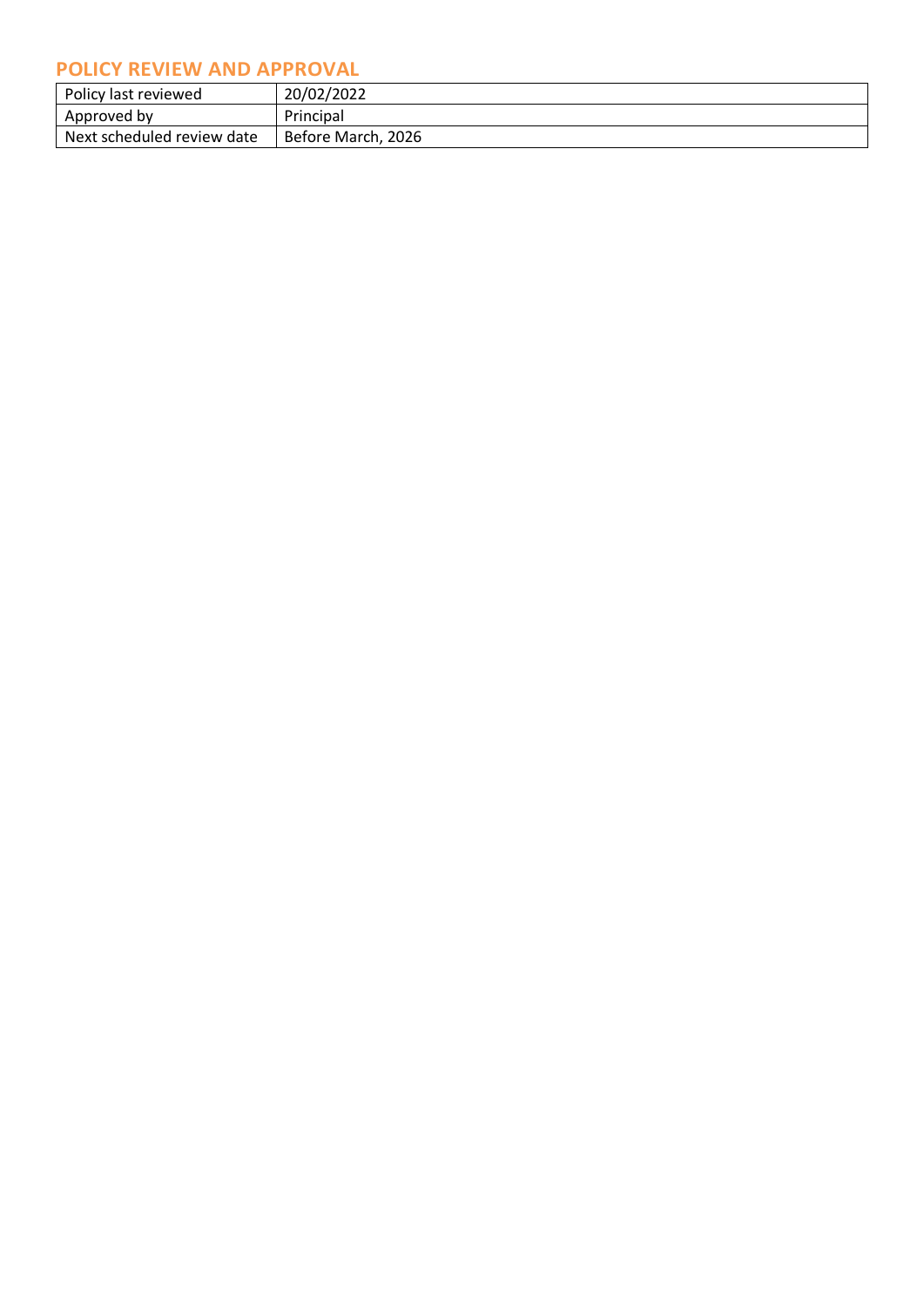## POLICY REVIEW AND APPROVAL

| | |
|---|---|
| Policy last reviewed | 20/02/2022 |
| Approved by | Principal |
| Next scheduled review date | Before March, 2026 |